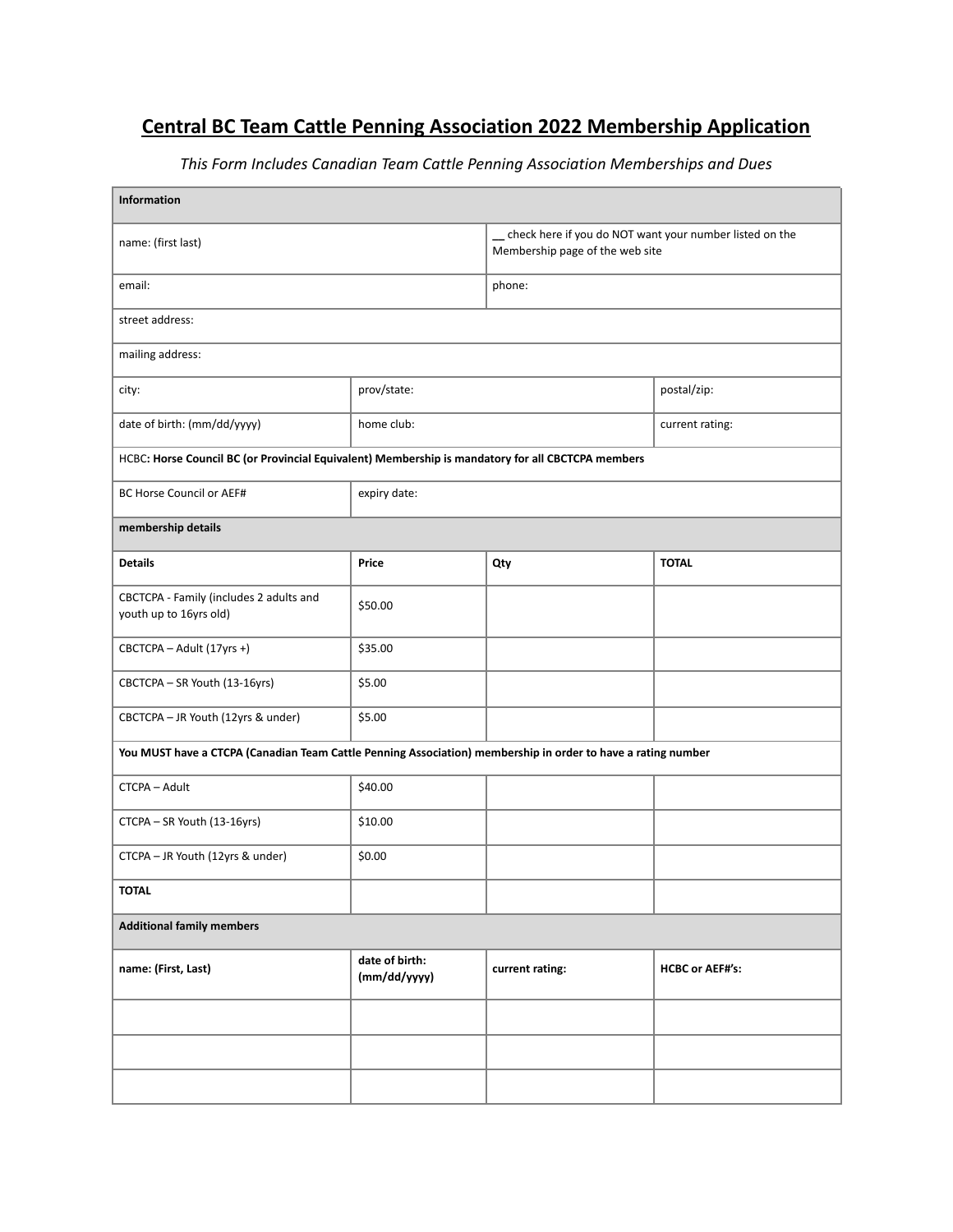# Central BC Team Cattle Penning Association 2022 Membership Application

*This Form Includes Canadian Team Cattle Penning Association Memberships and Dues*

| **Information** | | | |
|---|---|---|---|
| name: (first last) | | __ check here if you do NOT want your number listed on the Membership page of the web site | |
| email: | | phone: | |
| street address: | | | |
| mailing address: | | | |
| city: | prov/state: | | postal/zip: |
| date of birth: (mm/dd/yyyy) | home club: | | current rating: |
| HCBC**: Horse Council BC (or Provincial Equivalent) Membership is mandatory for all CBCTCPA members** | | | |
| BC Horse Council or AEF# | expiry date: | | |
| **membership details** | | | |
| **Details** | **Price** | **Qty** | **TOTAL** |
| CBCTCPA - Family (includes 2 adults and youth up to 16yrs old) | $50.00 | | |
| CBCTCPA – Adult (17yrs +) | $35.00 | | |
| CBCTCPA – SR Youth (13-16yrs) | $5.00 | | |
| CBCTCPA – JR Youth (12yrs & under) | $5.00 | | |
| **You MUST have a CTCPA (Canadian Team Cattle Penning Association) membership in order to have a rating number** | | | |
| CTCPA – Adult | $40.00 | | |
| CTCPA – SR Youth (13-16yrs) | $10.00 | | |
| CTCPA – JR Youth (12yrs & under) | $0.00 | | |
| **TOTAL** | | | |
| **Additional family members** | | | |
| **name: (First, Last)** | **date of birth: (mm/dd/yyyy)** | **current rating:** | **HCBC or AEF#'s:** |
| | | | |
| | | | |
| | | | |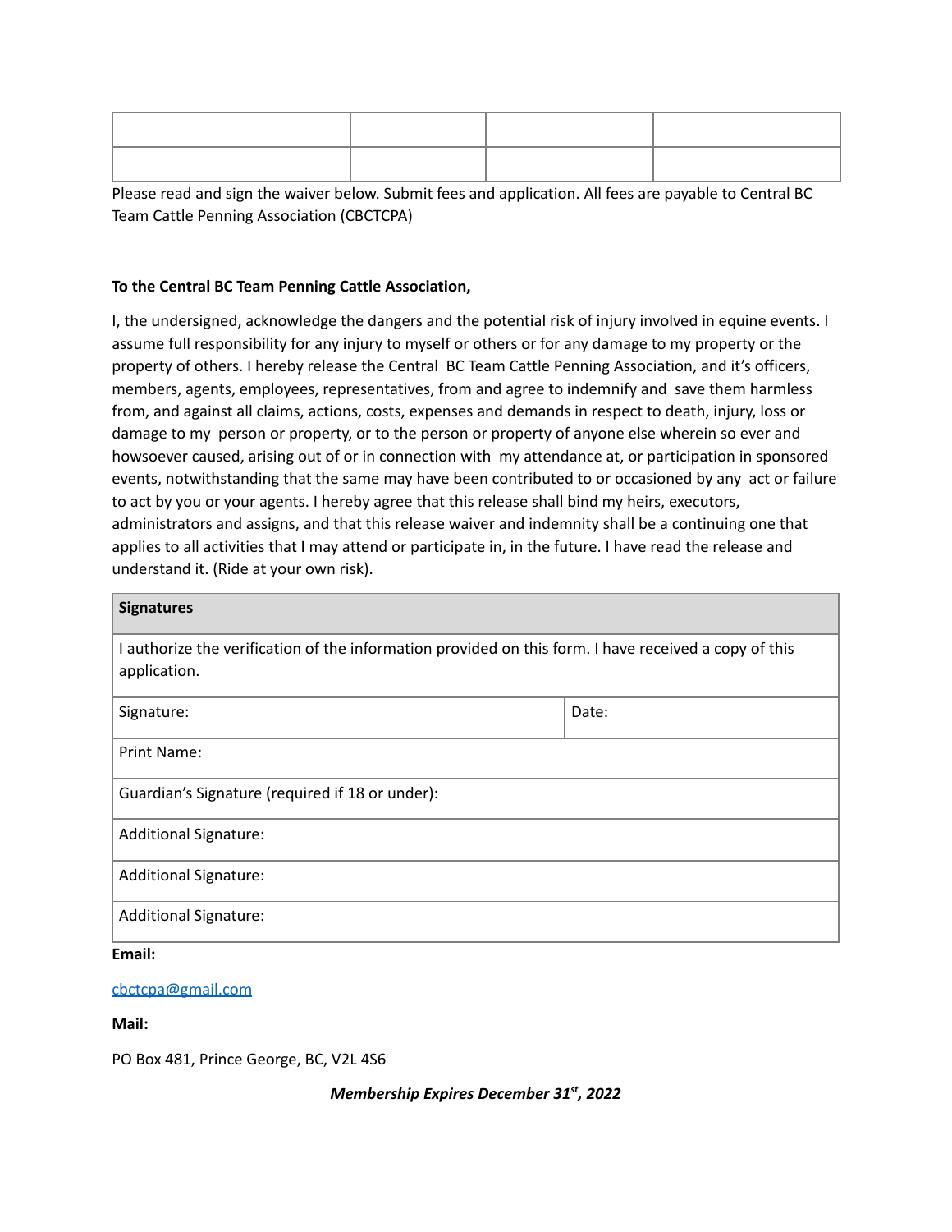| | | | |
|---|---|---|---|
| | | | |
| | | | |

Please read and sign the waiver below. Submit fees and application. All fees are payable to Central BC Team Cattle Penning Association (CBCTCPA)

**To the Central BC Team Penning Cattle Association,**

I, the undersigned, acknowledge the dangers and the potential risk of injury involved in equine events. I assume full responsibility for any injury to myself or others or for any damage to my property or the property of others. I hereby release the Central BC Team Cattle Penning Association, and it's officers, members, agents, employees, representatives, from and agree to indemnify and save them harmless from, and against all claims, actions, costs, expenses and demands in respect to death, injury, loss or damage to my person or property, or to the person or property of anyone else wherein so ever and howsoever caused, arising out of or in connection with my attendance at, or participation in sponsored events, notwithstanding that the same may have been contributed to or occasioned by any act or failure to act by you or your agents. I hereby agree that this release shall bind my heirs, executors, administrators and assigns, and that this release waiver and indemnity shall be a continuing one that applies to all activities that I may attend or participate in, in the future. I have read the release and understand it. (Ride at your own risk).

| **Signatures** | |
|---|---|
| I authorize the verification of the information provided on this form. I have received a copy of this application. | |
| Signature: | Date: |
| Print Name: | |
| Guardian's Signature (required if 18 or under): | |
| Additional Signature: | |
| Additional Signature: | |
| Additional Signature: | |

**Email:**

cbctcpa@gmail.com

**Mail:**

PO Box 481, Prince George, BC, V2L 4S6

***Membership Expires December 31st, 2022***